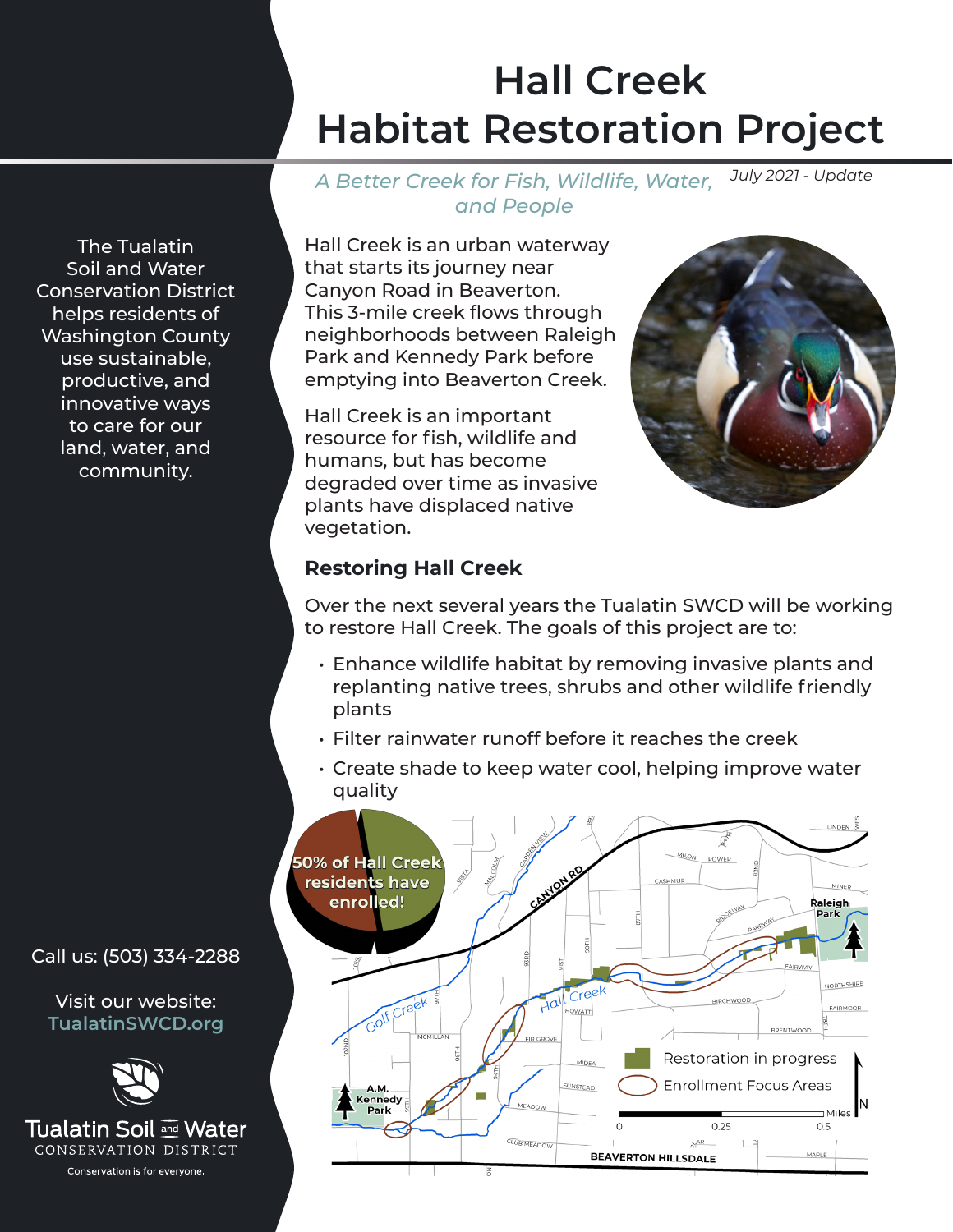# Hall Creek Habitat Restoration Project

*A Better Creek for Fish, Wildlife, Water, and People*

*July 2021 - Update*

The Tualatin Soil and Water Conservation District helps residents of Washington County use sustainable, productive, and innovative ways to care for our land, water, and community.

Hall Creek is an urban waterway that starts its journey near Canyon Road in Beaverton. This 3-mile creek flows through neighborhoods between Raleigh Park and Kennedy Park before emptying into Beaverton Creek.

Hall Creek is an important resource for fish, wildlife and humans, but has become degraded over time as invasive plants have displaced native vegetation.

## Restoring Hall Creek

Over the next several years the Tualatin SWCD will be working to restore Hall Creek. The goals of this project are to:

- Enhance wildlife habitat by removing invasive plants and replanting native trees, shrubs and other wildlife friendly plants
- Filter rainwater runoff before it reaches the creek
- Create shade to keep water cool, helping improve water quality

**50% of Hall Creek residents have enrolled!**

Restoration in progress

Enrollment Focus Areas

Call us: (503) 334-2288

Visit our website: TualatinSWCD.org

Tualatin Soil and Water Conservation District

Conservation is for everyone.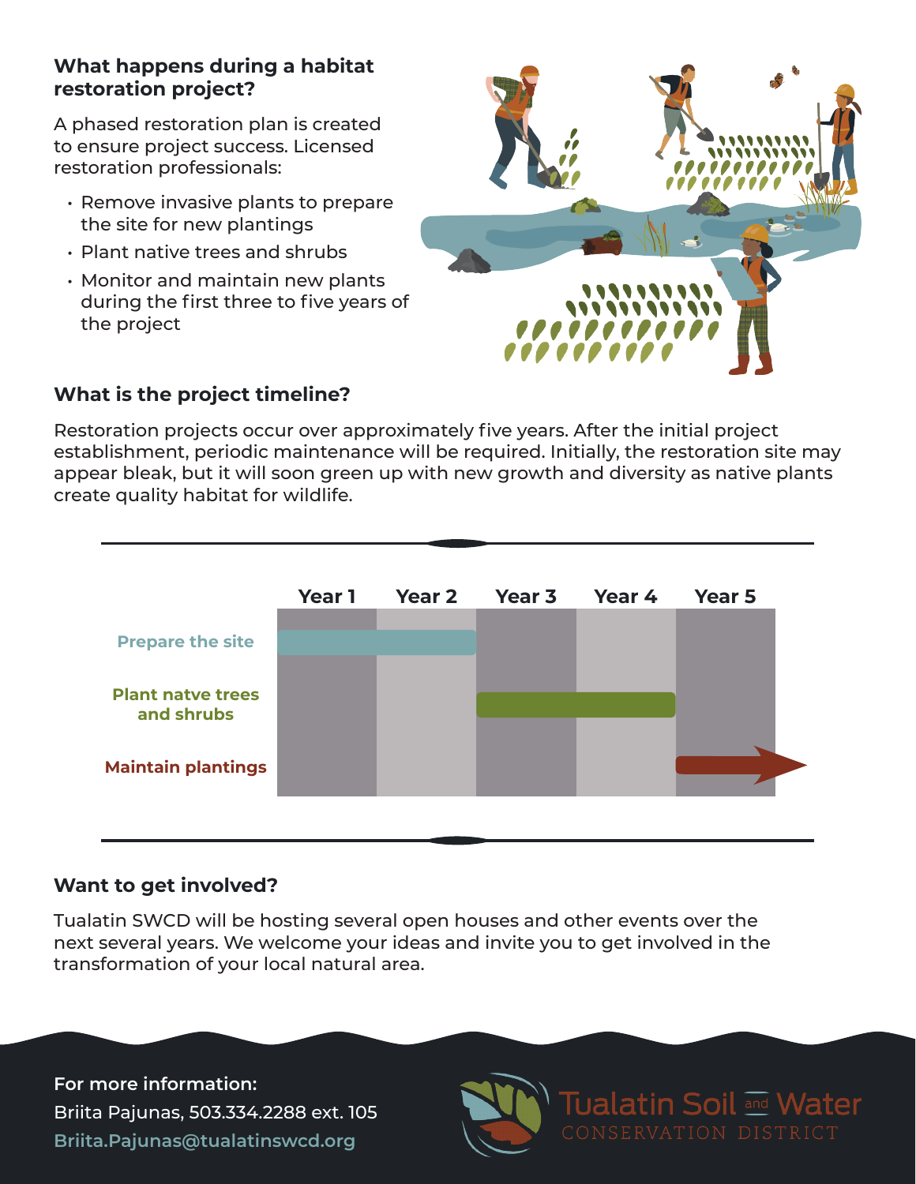## What happens during a habitat restoration project?

A phased restoration plan is created to ensure project success. Licensed restoration professionals:

- Remove invasive plants to prepare the site for new plantings
- Plant native trees and shrubs
- Monitor and maintain new plants during the first three to five years of the project

## What is the project timeline?

Restoration projects occur over approximately five years. After the initial project establishment, periodic maintenance will be required. Initially, the restoration site may appear bleak, but it will soon green up with new growth and diversity as native plants create quality habitat for wildlife.

Year 1
Year 2
Year 3
Year 4
Year 5

Prepare the site

Plant natve trees and shrubs

Maintain plantings

## Want to get involved?

Tualatin SWCD will be hosting several open houses and other events over the next several years. We welcome your ideas and invite you to get involved in the transformation of your local natural area.

**For more information:**
Briita Pajunas, 503.334.2288 ext. 105
Briita.Pajunas@tualatinswcd.org

Tualatin Soil and Water
CONSERVATION DISTRICT